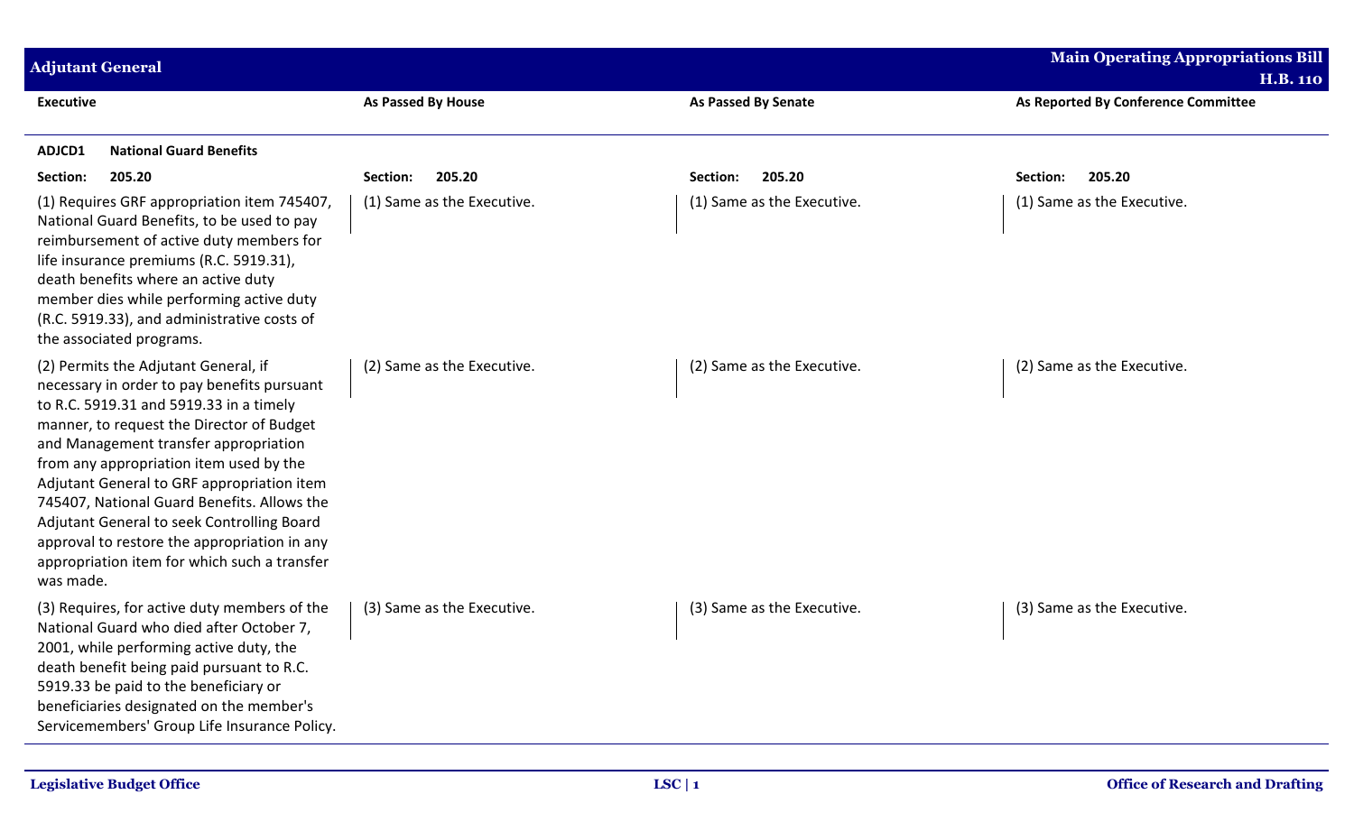| Executive | As Passed By House | As Passed By Senate | As Reported By Conference Committee |
|---|---|---|---|
| **ADJCD1 National Guard Benefits** | | | |
| **Section: 205.20** | **Section: 205.20** | **Section: 205.20** | **Section: 205.20** |
| (1) Requires GRF appropriation item 745407, National Guard Benefits, to be used to pay reimbursement of active duty members for life insurance premiums (R.C. 5919.31), death benefits where an active duty member dies while performing active duty (R.C. 5919.33), and administrative costs of the associated programs. | (1) Same as the Executive. | (1) Same as the Executive. | (1) Same as the Executive. |
| (2) Permits the Adjutant General, if necessary in order to pay benefits pursuant to R.C. 5919.31 and 5919.33 in a timely manner, to request the Director of Budget and Management transfer appropriation from any appropriation item used by the Adjutant General to GRF appropriation item 745407, National Guard Benefits. Allows the Adjutant General to seek Controlling Board approval to restore the appropriation in any appropriation item for which such a transfer was made. | (2) Same as the Executive. | (2) Same as the Executive. | (2) Same as the Executive. |
| (3) Requires, for active duty members of the National Guard who died after October 7, 2001, while performing active duty, the death benefit being paid pursuant to R.C. 5919.33 be paid to the beneficiary or beneficiaries designated on the member's Servicemembers' Group Life Insurance Policy. | (3) Same as the Executive. | (3) Same as the Executive. | (3) Same as the Executive. |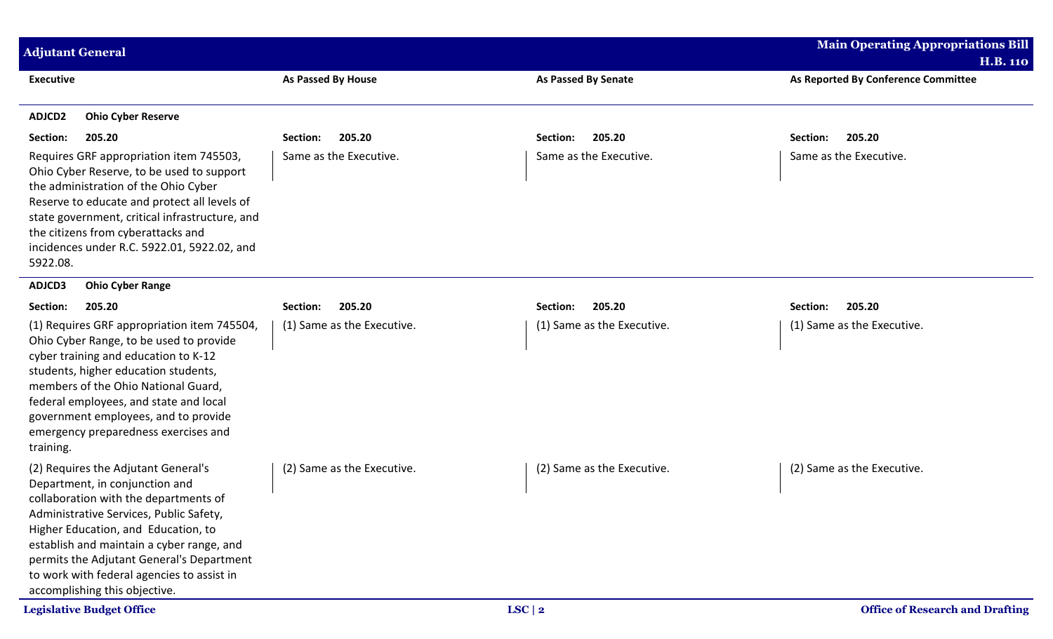| Executive | As Passed By House | As Passed By Senate | As Reported By Conference Committee |
|---|---|---|---|
| **ADJCD2 Ohio Cyber Reserve** | | | |
| **Section: 205.20** | **Section: 205.20** | **Section: 205.20** | **Section: 205.20** |
| Requires GRF appropriation item 745503, Ohio Cyber Reserve, to be used to support the administration of the Ohio Cyber Reserve to educate and protect all levels of state government, critical infrastructure, and the citizens from cyberattacks and incidences under R.C. 5922.01, 5922.02, and 5922.08. | Same as the Executive. | Same as the Executive. | Same as the Executive. |
| **ADJCD3 Ohio Cyber Range** | | | |
| **Section: 205.20** | **Section: 205.20** | **Section: 205.20** | **Section: 205.20** |
| (1) Requires GRF appropriation item 745504, Ohio Cyber Range, to be used to provide cyber training and education to K-12 students, higher education students, members of the Ohio National Guard, federal employees, and state and local government employees, and to provide emergency preparedness exercises and training. | (1) Same as the Executive. | (1) Same as the Executive. | (1) Same as the Executive. |
| (2) Requires the Adjutant General's Department, in conjunction and collaboration with the departments of Administrative Services, Public Safety, Higher Education, and Education, to establish and maintain a cyber range, and permits the Adjutant General's Department to work with federal agencies to assist in accomplishing this objective. | (2) Same as the Executive. | (2) Same as the Executive. | (2) Same as the Executive. |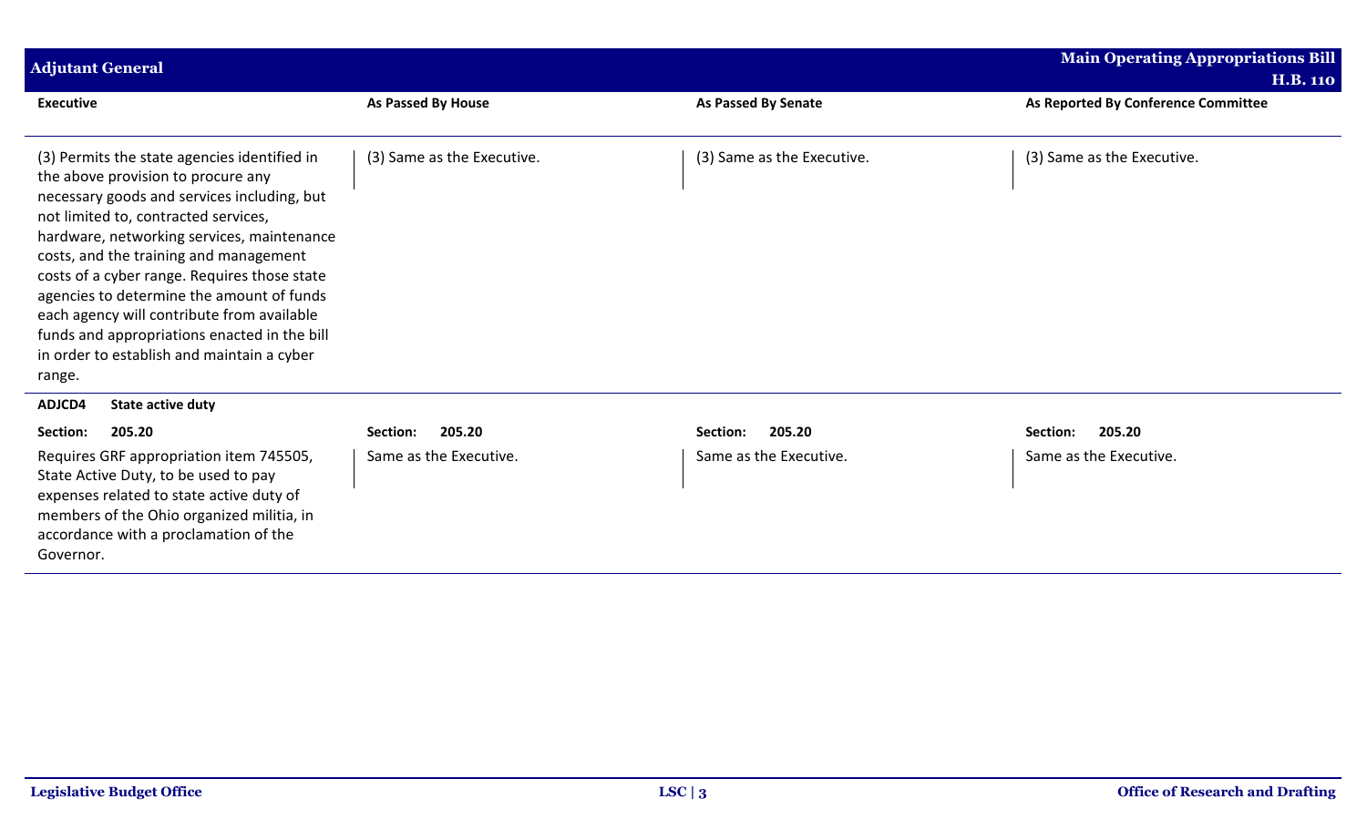| Executive | As Passed By House | As Passed By Senate | As Reported By Conference Committee |
|---|---|---|---|
| (3) Permits the state agencies identified in the above provision to procure any necessary goods and services including, but not limited to, contracted services, hardware, networking services, maintenance costs, and the training and management costs of a cyber range. Requires those state agencies to determine the amount of funds each agency will contribute from available funds and appropriations enacted in the bill in order to establish and maintain a cyber range. | (3) Same as the Executive. | (3) Same as the Executive. | (3) Same as the Executive. |
| **ADJCD4 State active duty** | | | |
| **Section: 205.20** | **Section: 205.20** | **Section: 205.20** | **Section: 205.20** |
| Requires GRF appropriation item 745505, State Active Duty, to be used to pay expenses related to state active duty of members of the Ohio organized militia, in accordance with a proclamation of the Governor. | Same as the Executive. | Same as the Executive. | Same as the Executive. |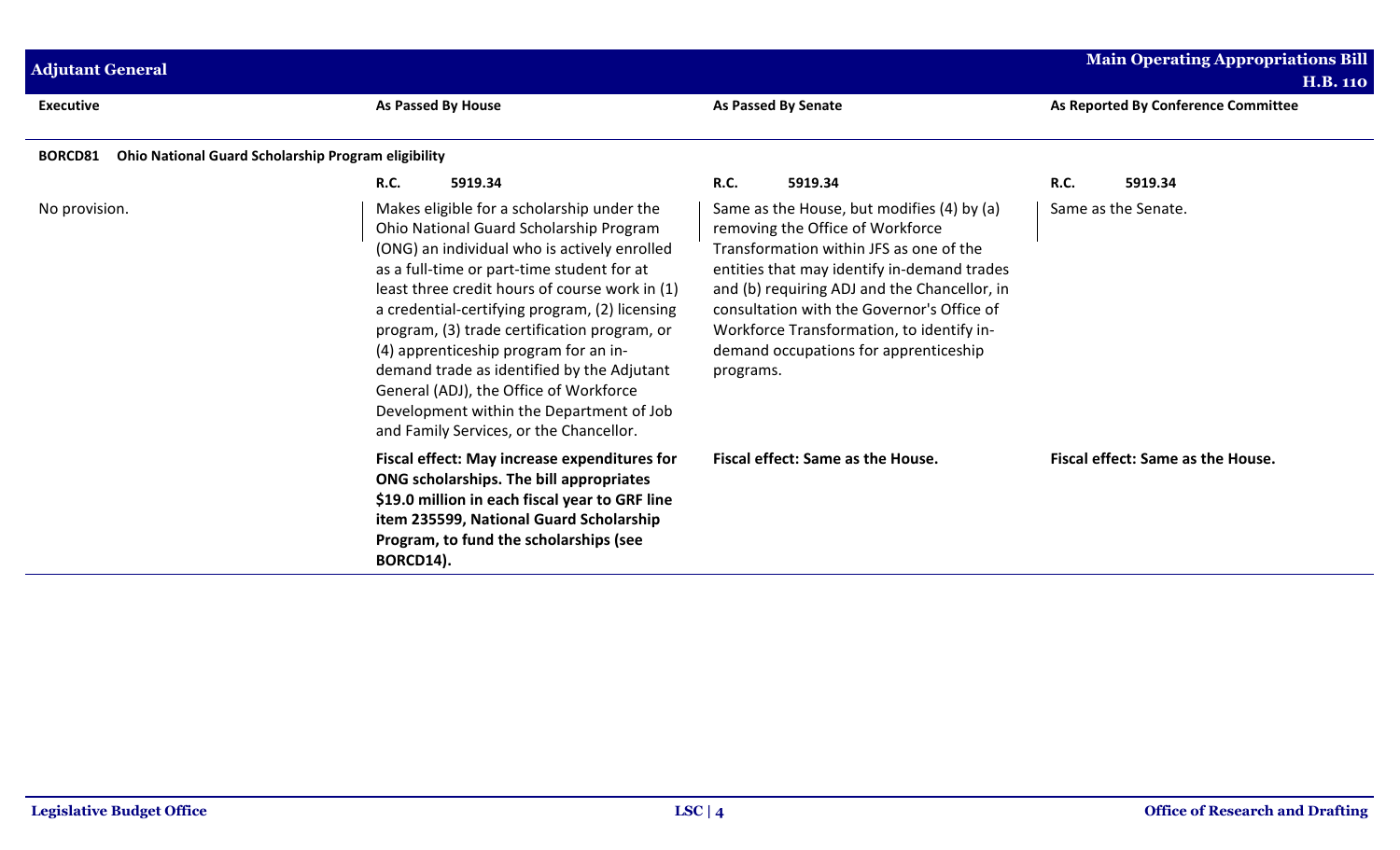| Executive | As Passed By House | As Passed By Senate | As Reported By Conference Committee |
|---|---|---|---|
| **BORCD81 Ohio National Guard Scholarship Program eligibility** | | | |
| | **R.C. 5919.34** | **R.C. 5919.34** | **R.C. 5919.34** |
| No provision. | Makes eligible for a scholarship under the Ohio National Guard Scholarship Program (ONG) an individual who is actively enrolled as a full-time or part-time student for at least three credit hours of course work in (1) a credential-certifying program, (2) licensing program, (3) trade certification program, or (4) apprenticeship program for an in-demand trade as identified by the Adjutant General (ADJ), the Office of Workforce Development within the Department of Job and Family Services, or the Chancellor. | Same as the House, but modifies (4) by (a) removing the Office of Workforce Transformation within JFS as one of the entities that may identify in-demand trades and (b) requiring ADJ and the Chancellor, in consultation with the Governor's Office of Workforce Transformation, to identify in-demand occupations for apprenticeship programs. | Same as the Senate. |
| | **Fiscal effect: May increase expenditures for ONG scholarships. The bill appropriates $19.0 million in each fiscal year to GRF line item 235599, National Guard Scholarship Program, to fund the scholarships (see BORCD14).** | **Fiscal effect: Same as the House.** | **Fiscal effect: Same as the House.** |